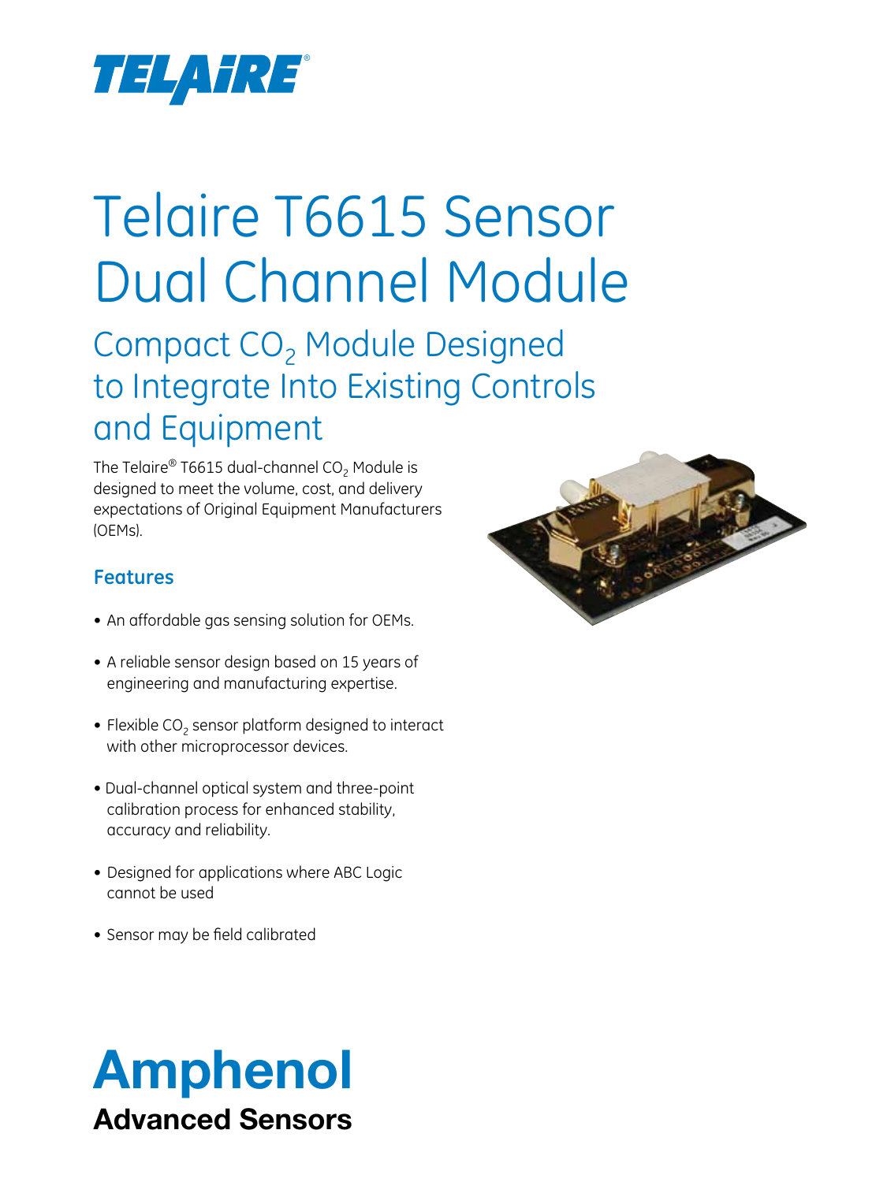TELAIRE®

# Telaire T6615 Sensor Dual Channel Module

## Compact $CO_2$ Module Designed to Integrate Into Existing Controls and Equipment

The Telaire® T6615 dual-channel $CO_2$ Module is designed to meet the volume, cost, and delivery expectations of Original Equipment Manufacturers (OEMs).

### Features

- An affordable gas sensing solution for OEMs.
- A reliable sensor design based on 15 years of engineering and manufacturing expertise.
- Flexible $CO_2$ sensor platform designed to interact with other microprocessor devices.
- Dual-channel optical system and three-point calibration process for enhanced stability, accuracy and reliability.
- Designed for applications where ABC Logic cannot be used
- Sensor may be field calibrated

**Amphenol**

**Advanced Sensors**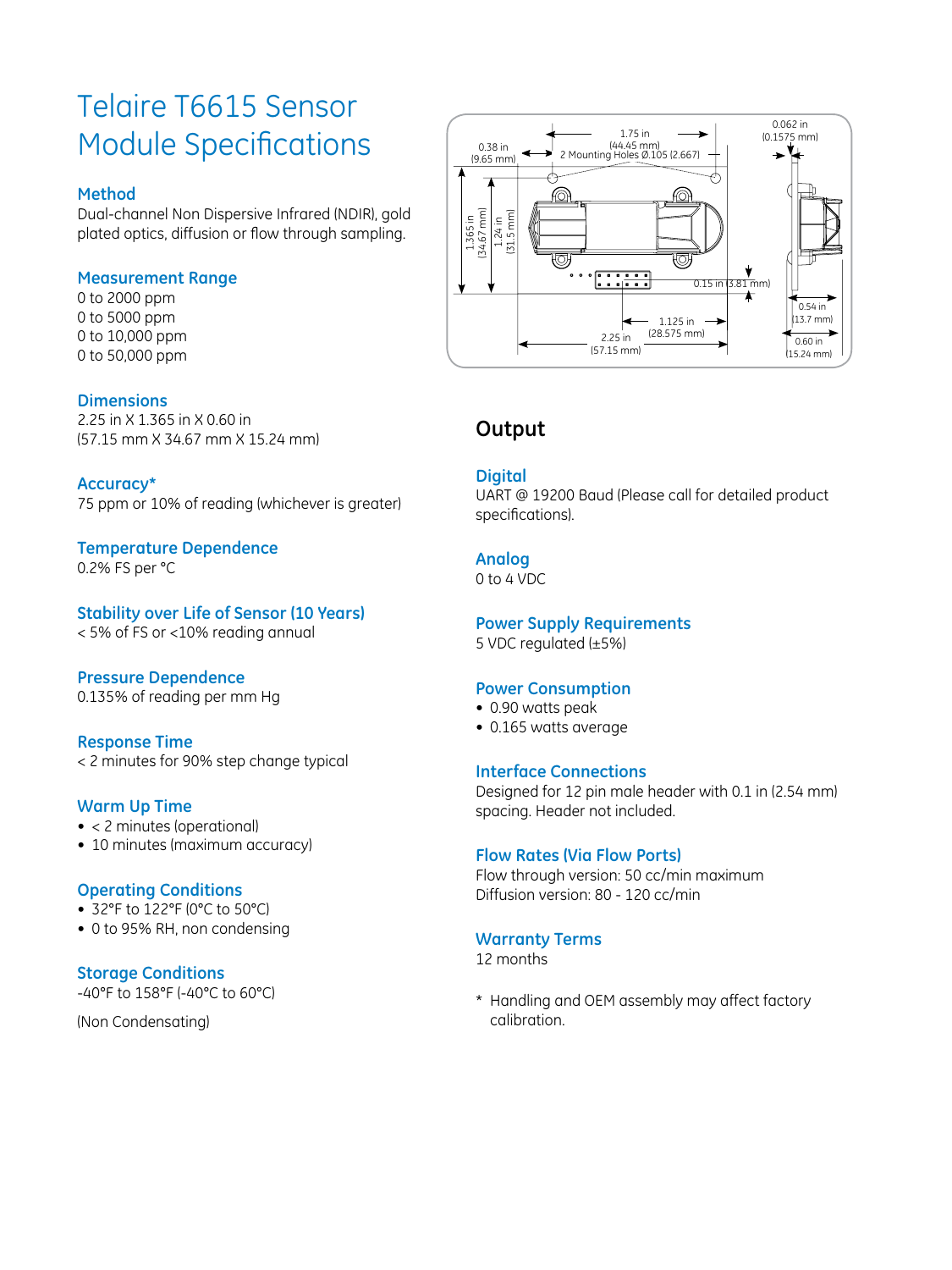# Telaire T6615 Sensor Module Specifications

### Method
Dual-channel Non Dispersive Infrared (NDIR), gold plated optics, diffusion or flow through sampling.

### Measurement Range
0 to 2000 ppm
0 to 5000 ppm
0 to 10,000 ppm
0 to 50,000 ppm

### Dimensions
2.25 in X 1.365 in X 0.60 in
(57.15 mm X 34.67 mm X 15.24 mm)

### Accuracy*
75 ppm or 10% of reading (whichever is greater)

### Temperature Dependence
0.2% FS per °C

### Stability over Life of Sensor (10 Years)
< 5% of FS or <10% reading annual

### Pressure Dependence
0.135% of reading per mm Hg

### Response Time
< 2 minutes for 90% step change typical

### Warm Up Time
- < 2 minutes (operational)
- 10 minutes (maximum accuracy)

### Operating Conditions
- 32°F to 122°F (0°C to 50°C)
- 0 to 95% RH, non condensing

### Storage Conditions
-40°F to 158°F (-40°C to 60°C)

(Non Condensating)

## Output

### Digital
UART @ 19200 Baud (Please call for detailed product specifications).

### Analog
0 to 4 VDC

### Power Supply Requirements
5 VDC regulated (±5%)

### Power Consumption
- 0.90 watts peak
- 0.165 watts average

### Interface Connections
Designed for 12 pin male header with 0.1 in (2.54 mm) spacing. Header not included.

### Flow Rates (Via Flow Ports)
Flow through version: 50 cc/min maximum
Diffusion version: 80 - 120 cc/min

### Warranty Terms
12 months

\* Handling and OEM assembly may affect factory calibration.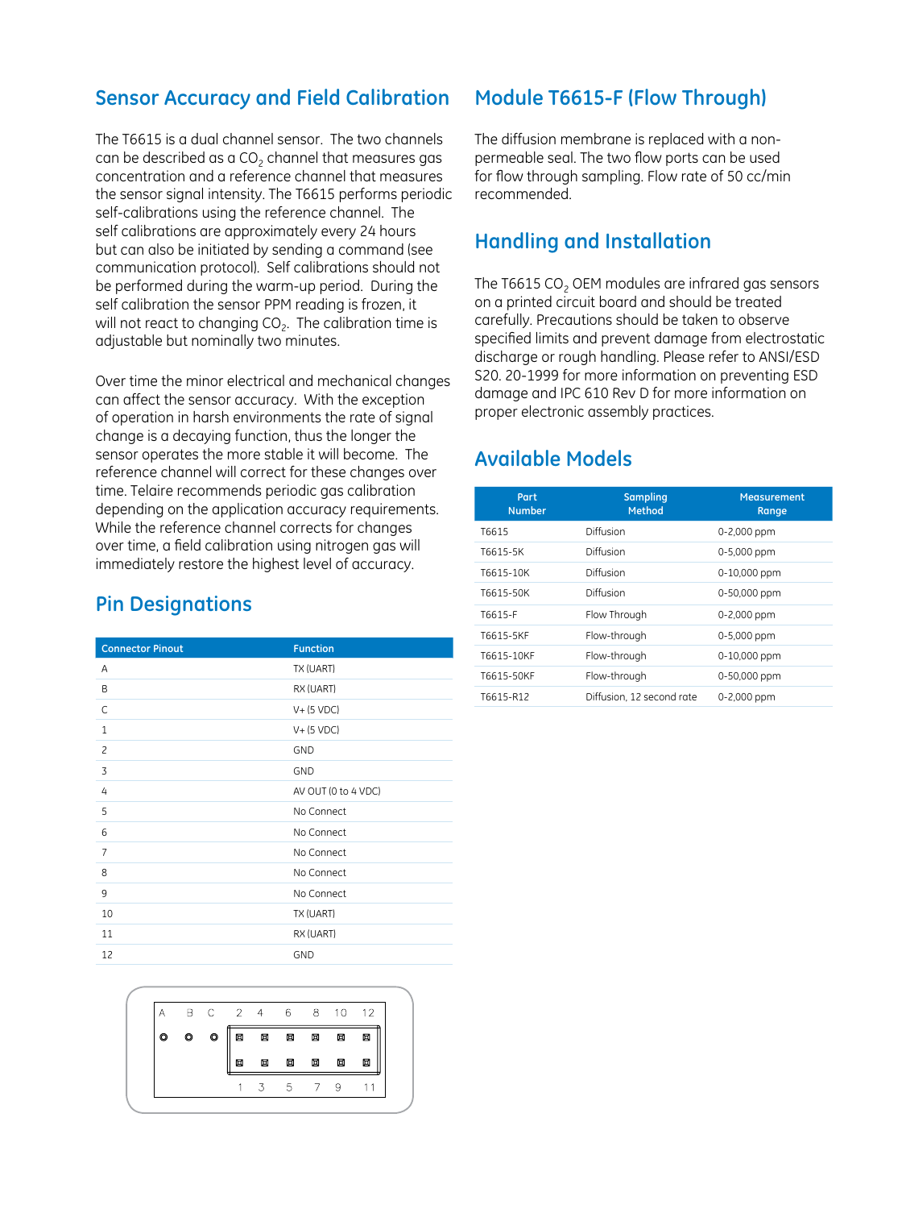## Sensor Accuracy and Field Calibration

The T6615 is a dual channel sensor. The two channels can be described as a $CO_2$ channel that measures gas concentration and a reference channel that measures the sensor signal intensity. The T6615 performs periodic self-calibrations using the reference channel. The self calibrations are approximately every 24 hours but can also be initiated by sending a command (see communication protocol). Self calibrations should not be performed during the warm-up period. During the self calibration the sensor PPM reading is frozen, it will not react to changing $CO_2$. The calibration time is adjustable but nominally two minutes.

Over time the minor electrical and mechanical changes can affect the sensor accuracy. With the exception of operation in harsh environments the rate of signal change is a decaying function, thus the longer the sensor operates the more stable it will become. The reference channel will correct for these changes over time. Telaire recommends periodic gas calibration depending on the application accuracy requirements. While the reference channel corrects for changes over time, a field calibration using nitrogen gas will immediately restore the highest level of accuracy.

## Pin Designations

| Connector Pinout | Function |
| --- | --- |
| A | TX (UART) |
| B | RX (UART) |
| C | V+ (5 VDC) |
| 1 | V+ (5 VDC) |
| 2 | GND |
| 3 | GND |
| 4 | AV OUT (0 to 4 VDC) |
| 5 | No Connect |
| 6 | No Connect |
| 7 | No Connect |
| 8 | No Connect |
| 9 | No Connect |
| 10 | TX (UART) |
| 11 | RX (UART) |
| 12 | GND |

A B C 2 4 6 8 10 12

1 3 5 7 9 11

## Module T6615-F (Flow Through)

The diffusion membrane is replaced with a non-permeable seal. The two flow ports can be used for flow through sampling. Flow rate of 50 cc/min recommended.

## Handling and Installation

The T6615 $CO_2$ OEM modules are infrared gas sensors on a printed circuit board and should be treated carefully. Precautions should be taken to observe specified limits and prevent damage from electrostatic discharge or rough handling. Please refer to ANSI/ESD S20. 20-1999 for more information on preventing ESD damage and IPC 610 Rev D for more information on proper electronic assembly practices.

## Available Models

| Part Number | Sampling Method | Measurement Range |
| --- | --- | --- |
| T6615 | Diffusion | 0-2,000 ppm |
| T6615-5K | Diffusion | 0-5,000 ppm |
| T6615-10K | Diffusion | 0-10,000 ppm |
| T6615-50K | Diffusion | 0-50,000 ppm |
| T6615-F | Flow Through | 0-2,000 ppm |
| T6615-5KF | Flow-through | 0-5,000 ppm |
| T6615-10KF | Flow-through | 0-10,000 ppm |
| T6615-50KF | Flow-through | 0-50,000 ppm |
| T6615-R12 | Diffusion, 12 second rate | 0-2,000 ppm |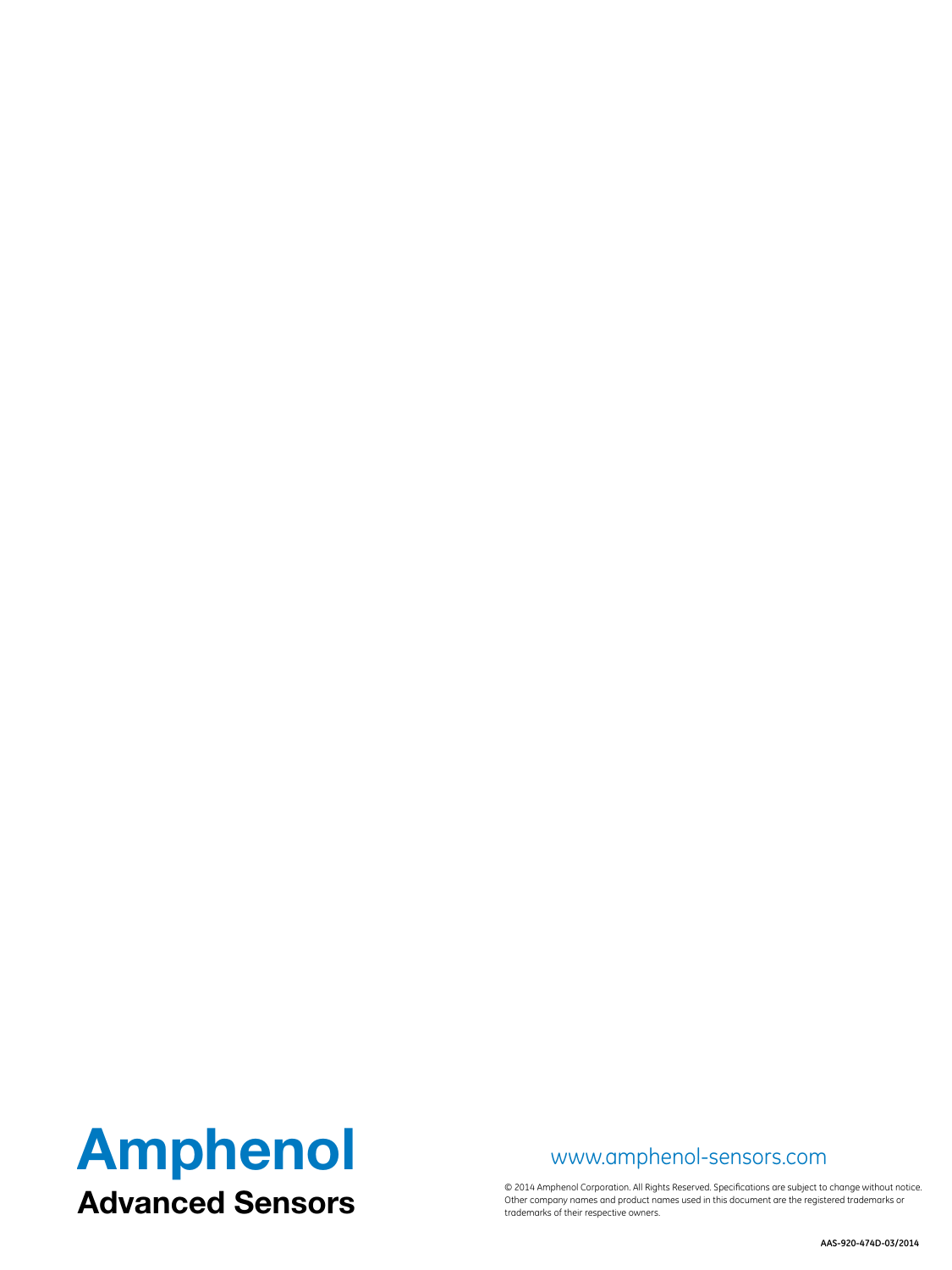**Amphenol**

**Advanced Sensors**

www.amphenol-sensors.com

© 2014 Amphenol Corporation. All Rights Reserved. Specifications are subject to change without notice. Other company names and product names used in this document are the registered trademarks or trademarks of their respective owners.

**AAS-920-474D-03/2014**